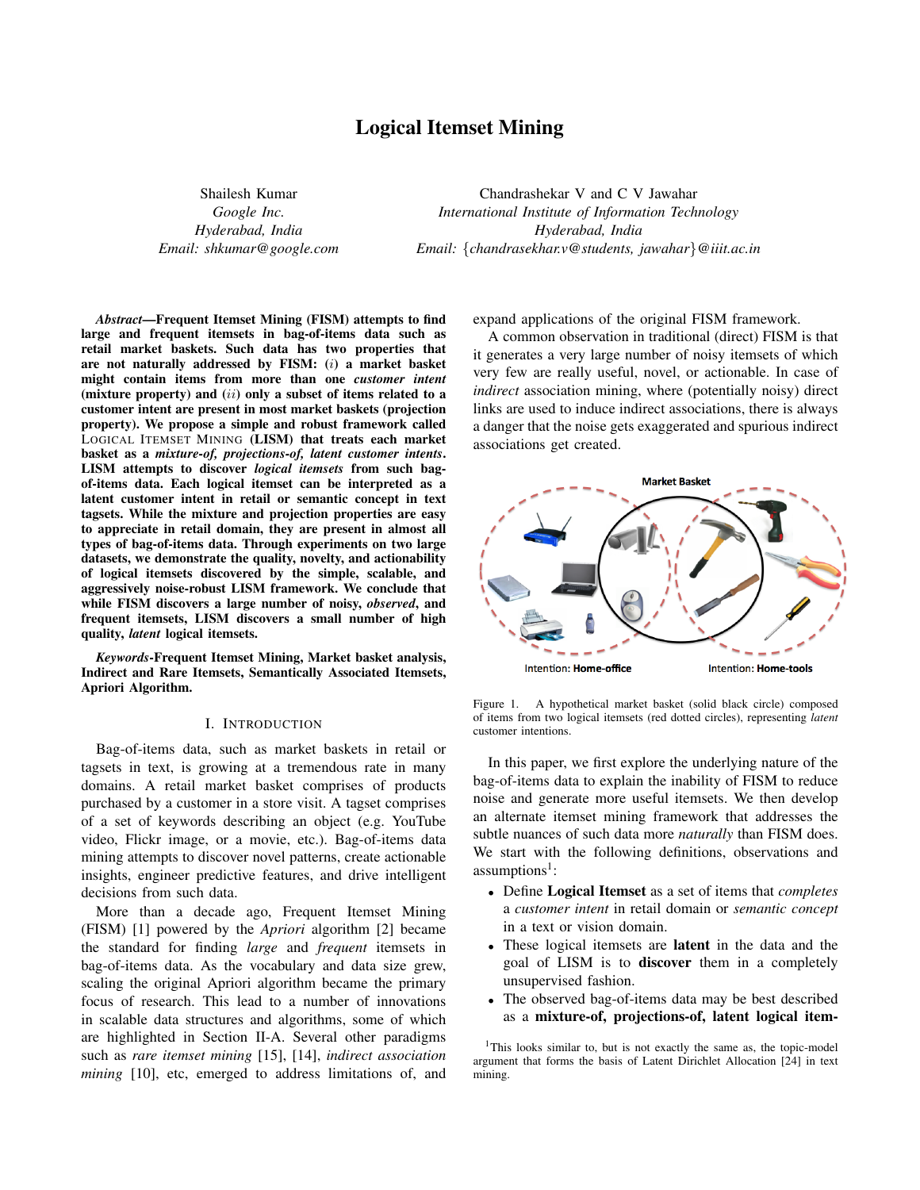# Logical Itemset Mining

Shailesh Kumar
*Google Inc.*
*Hyderabad, India*
*Email: shkumar@google.com*

Chandrashekar V and C V Jawahar
*International Institute of Information Technology*
*Hyderabad, India*
*Email: {chandrasekhar.v@students, jawahar}@iiit.ac.in*

***Abstract*—Frequent Itemset Mining (FISM) attempts to find large and frequent itemsets in bag-of-items data such as retail market baskets. Such data has two properties that are not naturally addressed by FISM: ($i$) a market basket might contain items from more than one *customer intent* (mixture property) and ($ii$) only a subset of items related to a customer intent are present in most market baskets (projection property). We propose a simple and robust framework called LOGICAL ITEMSET MINING (LISM) that treats each market basket as a *mixture-of, projections-of, latent customer intents*. LISM attempts to discover *logical itemsets* from such bag-of-items data. Each logical itemset can be interpreted as a latent customer intent in retail or semantic concept in text tagsets. While the mixture and projection properties are easy to appreciate in retail domain, they are present in almost all types of bag-of-items data. Through experiments on two large datasets, we demonstrate the quality, novelty, and actionability of logical itemsets discovered by the simple, scalable, and aggressively noise-robust LISM framework. We conclude that while FISM discovers a large number of noisy, *observed*, and frequent itemsets, LISM discovers a small number of high quality, *latent* logical itemsets.**

***Keywords*-Frequent Itemset Mining, Market basket analysis, Indirect and Rare Itemsets, Semantically Associated Itemsets, Apriori Algorithm.**

## I. INTRODUCTION

Bag-of-items data, such as market baskets in retail or tagsets in text, is growing at a tremendous rate in many domains. A retail market basket comprises of products purchased by a customer in a store visit. A tagset comprises of a set of keywords describing an object (e.g. YouTube video, Flickr image, or a movie, etc.). Bag-of-items data mining attempts to discover novel patterns, create actionable insights, engineer predictive features, and drive intelligent decisions from such data.

More than a decade ago, Frequent Itemset Mining (FISM) [1] powered by the *Apriori* algorithm [2] became the standard for finding *large* and *frequent* itemsets in bag-of-items data. As the vocabulary and data size grew, scaling the original Apriori algorithm became the primary focus of research. This lead to a number of innovations in scalable data structures and algorithms, some of which are highlighted in Section II-A. Several other paradigms such as *rare itemset mining* [15], [14], *indirect association mining* [10], etc, emerged to address limitations of, and expand applications of the original FISM framework.

A common observation in traditional (direct) FISM is that it generates a very large number of noisy itemsets of which very few are really useful, novel, or actionable. In case of *indirect* association mining, where (potentially noisy) direct links are used to induce indirect associations, there is always a danger that the noise gets exaggerated and spurious indirect associations get created.

Market Basket

Intention: Home-office

Intention: Home-tools

Figure 1. A hypothetical market basket (solid black circle) composed of items from two logical itemsets (red dotted circles), representing *latent* customer intentions.

In this paper, we first explore the underlying nature of the bag-of-items data to explain the inability of FISM to reduce noise and generate more useful itemsets. We then develop an alternate itemset mining framework that addresses the subtle nuances of such data more *naturally* than FISM does. We start with the following definitions, observations and assumptions[1]:

- Define **Logical Itemset** as a set of items that *completes* a *customer intent* in retail domain or *semantic concept* in a text or vision domain.
- These logical itemsets are **latent** in the data and the goal of LISM is to **discover** them in a completely unsupervised fashion.
- The observed bag-of-items data may be best described as a **mixture-of, projections-of, latent logical item-**

[1] This looks similar to, but is not exactly the same as, the topic-model argument that forms the basis of Latent Dirichlet Allocation [24] in text mining.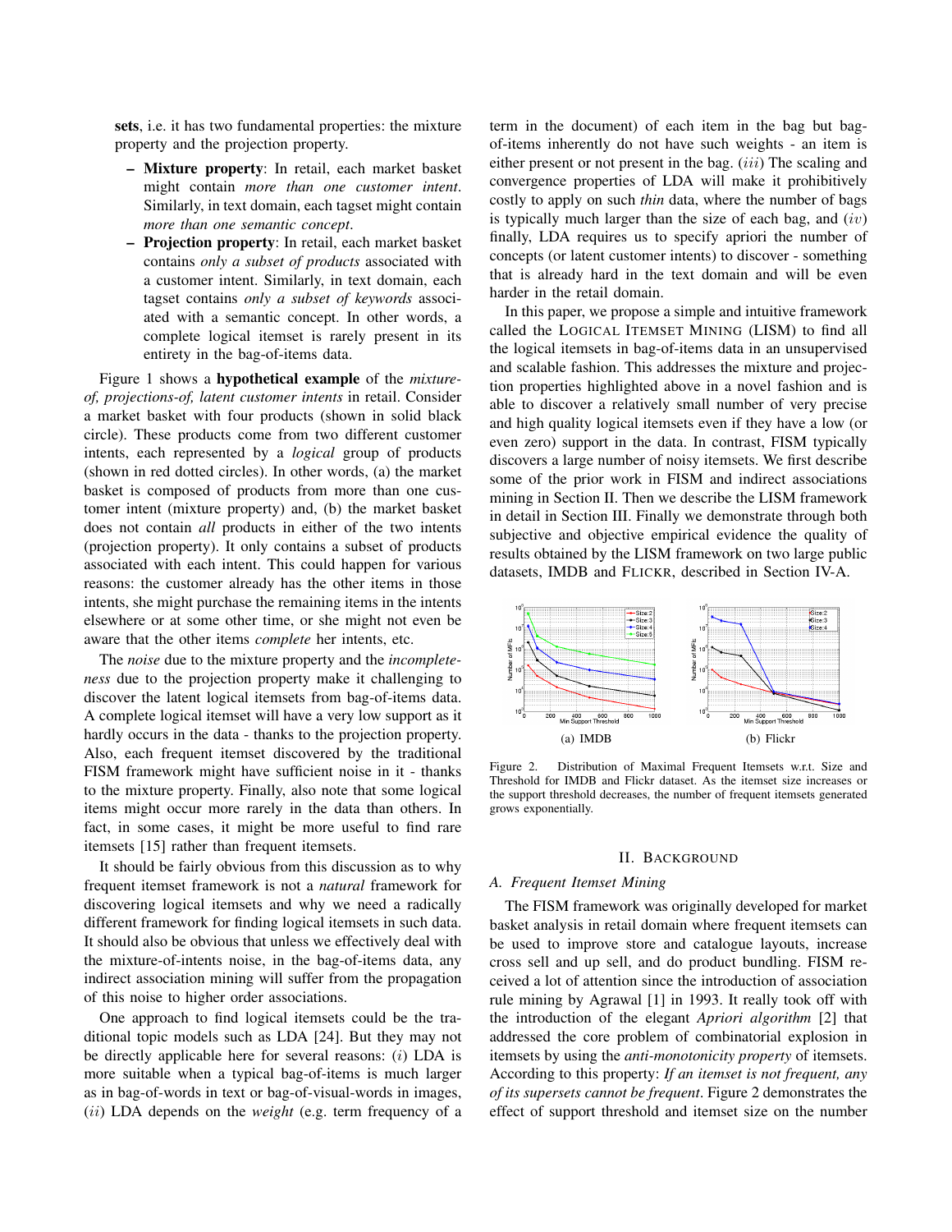**sets**, i.e. it has two fundamental properties: the mixture property and the projection property.

- **Mixture property**: In retail, each market basket might contain *more than one customer intent*. Similarly, in text domain, each tagset might contain *more than one semantic concept*.
- **Projection property**: In retail, each market basket contains *only a subset of products* associated with a customer intent. Similarly, in text domain, each tagset contains *only a subset of keywords* associated with a semantic concept. In other words, a complete logical itemset is rarely present in its entirety in the bag-of-items data.

Figure 1 shows a **hypothetical example** of the *mixture-of, projections-of, latent customer intents* in retail. Consider a market basket with four products (shown in solid black circle). These products come from two different customer intents, each represented by a *logical* group of products (shown in red dotted circles). In other words, (a) the market basket is composed of products from more than one customer intent (mixture property) and, (b) the market basket does not contain *all* products in either of the two intents (projection property). It only contains a subset of products associated with each intent. This could happen for various reasons: the customer already has the other items in those intents, she might purchase the remaining items in the intents elsewhere or at some other time, or she might not even be aware that the other items *complete* her intents, etc.

The *noise* due to the mixture property and the *incompleteness* due to the projection property make it challenging to discover the latent logical itemsets from bag-of-items data. A complete logical itemset will have a very low support as it hardly occurs in the data - thanks to the projection property. Also, each frequent itemset discovered by the traditional FISM framework might have sufficient noise in it - thanks to the mixture property. Finally, also note that some logical items might occur more rarely in the data than others. In fact, in some cases, it might be more useful to find rare itemsets [15] rather than frequent itemsets.

It should be fairly obvious from this discussion as to why frequent itemset framework is not a *natural* framework for discovering logical itemsets and why we need a radically different framework for finding logical itemsets in such data. It should also be obvious that unless we effectively deal with the mixture-of-intents noise, in the bag-of-items data, any indirect association mining will suffer from the propagation of this noise to higher order associations.

One approach to find logical itemsets could be the traditional topic models such as LDA [24]. But they may not be directly applicable here for several reasons: ($i$) LDA is more suitable when a typical bag-of-items is much larger as in bag-of-words in text or bag-of-visual-words in images, ($ii$) LDA depends on the *weight* (e.g. term frequency of a term in the document) of each item in the bag but bag-of-items inherently do not have such weights - an item is either present or not present in the bag. ($iii$) The scaling and convergence properties of LDA will make it prohibitively costly to apply on such *thin* data, where the number of bags is typically much larger than the size of each bag, and ($iv$) finally, LDA requires us to specify apriori the number of concepts (or latent customer intents) to discover - something that is already hard in the text domain and will be even harder in the retail domain.

In this paper, we propose a simple and intuitive framework called the LOGICAL ITEMSET MINING (LISM) to find all the logical itemsets in bag-of-items data in an unsupervised and scalable fashion. This addresses the mixture and projection properties highlighted above in a novel fashion and is able to discover a relatively small number of very precise and high quality logical itemsets even if they have a low (or even zero) support in the data. In contrast, FISM typically discovers a large number of noisy itemsets. We first describe some of the prior work in FISM and indirect associations mining in Section II. Then we describe the LISM framework in detail in Section III. Finally we demonstrate through both subjective and objective empirical evidence the quality of results obtained by the LISM framework on two large public datasets, IMDB and FLICKR, described in Section IV-A.

(a) IMDB

(b) Flickr

Figure 2. Distribution of Maximal Frequent Itemsets w.r.t. Size and Threshold for IMDB and Flickr dataset. As the itemset size increases or the support threshold decreases, the number of frequent itemsets generated grows exponentially.

## II. BACKGROUND

### A. Frequent Itemset Mining

The FISM framework was originally developed for market basket analysis in retail domain where frequent itemsets can be used to improve store and catalogue layouts, increase cross sell and up sell, and do product bundling. FISM received a lot of attention since the introduction of association rule mining by Agrawal [1] in 1993. It really took off with the introduction of the elegant *Apriori algorithm* [2] that addressed the core problem of combinatorial explosion in itemsets by using the *anti-monotonicity property* of itemsets. According to this property: *If an itemset is not frequent, any of its supersets cannot be frequent*. Figure 2 demonstrates the effect of support threshold and itemset size on the number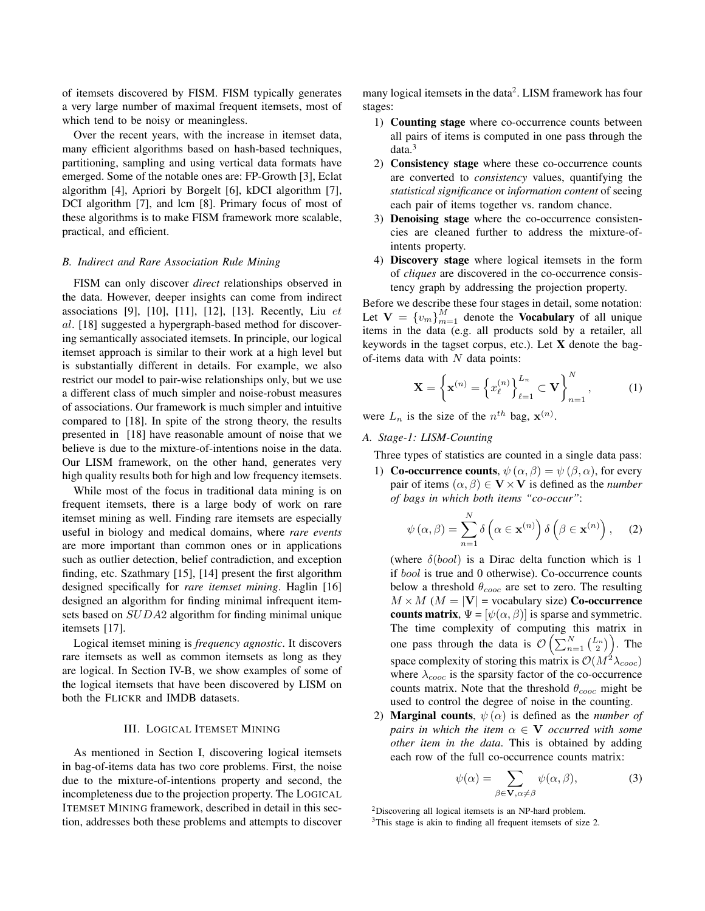of itemsets discovered by FISM. FISM typically generates a very large number of maximal frequent itemsets, most of which tend to be noisy or meaningless.

Over the recent years, with the increase in itemset data, many efficient algorithms based on hash-based techniques, partitioning, sampling and using vertical data formats have emerged. Some of the notable ones are: FP-Growth [3], Eclat algorithm [4], Apriori by Borgelt [6], kDCI algorithm [7], DCI algorithm [7], and lcm [8]. Primary focus of most of these algorithms is to make FISM framework more scalable, practical, and efficient.

### B. Indirect and Rare Association Rule Mining

FISM can only discover *direct* relationships observed in the data. However, deeper insights can come from indirect associations [9], [10], [11], [12], [13]. Recently, Liu *et al*. [18] suggested a hypergraph-based method for discovering semantically associated itemsets. In principle, our logical itemset approach is similar to their work at a high level but is substantially different in details. For example, we also restrict our model to pair-wise relationships only, but we use a different class of much simpler and noise-robust measures of associations. Our framework is much simpler and intuitive compared to [18]. In spite of the strong theory, the results presented in [18] have reasonable amount of noise that we believe is due to the mixture-of-intentions noise in the data. Our LISM framework, on the other hand, generates very high quality results both for high and low frequency itemsets.

While most of the focus in traditional data mining is on frequent itemsets, there is a large body of work on rare itemset mining as well. Finding rare itemsets are especially useful in biology and medical domains, where *rare events* are more important than common ones or in applications such as outlier detection, belief contradiction, and exception finding, etc. Szathmary [15], [14] present the first algorithm designed specifically for *rare itemset mining*. Haglin [16] designed an algorithm for finding minimal infrequent itemsets based on $SUDA2$ algorithm for finding minimal unique itemsets [17].

Logical itemset mining is *frequency agnostic*. It discovers rare itemsets as well as common itemsets as long as they are logical. In Section IV-B, we show examples of some of the logical itemsets that have been discovered by LISM on both the FLICKR and IMDB datasets.

## III. Logical Itemset Mining

As mentioned in Section I, discovering logical itemsets in bag-of-items data has two core problems. First, the noise due to the mixture-of-intentions property and second, the incompleteness due to the projection property. The LOGICAL ITEMSET MINING framework, described in detail in this section, addresses both these problems and attempts to discover many logical itemsets in the data[2]. LISM framework has four stages:

1) **Counting stage** where co-occurrence counts between all pairs of items is computed in one pass through the data.[3]
2) **Consistency stage** where these co-occurrence counts are converted to *consistency* values, quantifying the *statistical significance* or *information content* of seeing each pair of items together vs. random chance.
3) **Denoising stage** where the co-occurrence consistencies are cleaned further to address the mixture-of-intents property.
4) **Discovery stage** where logical itemsets in the form of *cliques* are discovered in the co-occurrence consistency graph by addressing the projection property.

Before we describe these four stages in detail, some notation: Let $\mathbf{V} = \{v_m\}_{m=1}^{M}$ denote the **Vocabulary** of all unique items in the data (e.g. all products sold by a retailer, all keywords in the tagset corpus, etc.). Let $\mathbf{X}$ denote the bag-of-items data with $N$ data points:

$$\mathbf{X} = \left\{ \mathbf{x}^{(n)} = \left\{ x_{\ell}^{(n)} \right\}_{\ell=1}^{L_n} \subset \mathbf{V} \right\}_{n=1}^{N}, \quad (1)$$

were $L_n$ is the size of the $n^{th}$ bag, $\mathbf{x}^{(n)}$.

### A. Stage-1: LISM-Counting

Three types of statistics are counted in a single data pass:

1) **Co-occurrence counts**, $\psi(\alpha, \beta) = \psi(\beta, \alpha)$, for every pair of items $(\alpha, \beta) \in \mathbf{V} \times \mathbf{V}$ is defined as the *number of bags in which both items "co-occur"*:

$$\psi(\alpha, \beta) = \sum_{n=1}^{N} \delta\left(\alpha \in \mathbf{x}^{(n)}\right) \delta\left(\beta \in \mathbf{x}^{(n)}\right), \quad (2)$$

(where $\delta(bool)$ is a Dirac delta function which is 1 if $bool$ is true and 0 otherwise). Co-occurrence counts below a threshold $\theta_{cooc}$ are set to zero. The resulting $M \times M$ ($M = |\mathbf{V}|$ = vocabulary size) **Co-occurrence counts matrix**, $\Psi = [\psi(\alpha, \beta)]$ is sparse and symmetric. The time complexity of computing this matrix in one pass through the data is $\mathcal{O}\left(\sum_{n=1}^{N} \binom{L_n}{2}\right)$. The space complexity of storing this matrix is $\mathcal{O}(M^2 \lambda_{cooc})$ where $\lambda_{cooc}$ is the sparsity factor of the co-occurrence counts matrix. Note that the threshold $\theta_{cooc}$ might be used to control the degree of noise in the counting.

2) **Marginal counts**, $\psi(\alpha)$ is defined as the *number of pairs in which the item $\alpha \in \mathbf{V}$ occurred with some other item in the data*. This is obtained by adding each row of the full co-occurrence counts matrix:

$$\psi(\alpha) = \sum_{\beta \in \mathbf{V}, \alpha \neq \beta} \psi(\alpha, \beta), \quad (3)$$

[2] Discovering all logical itemsets is an NP-hard problem.

[3] This stage is akin to finding all frequent itemsets of size 2.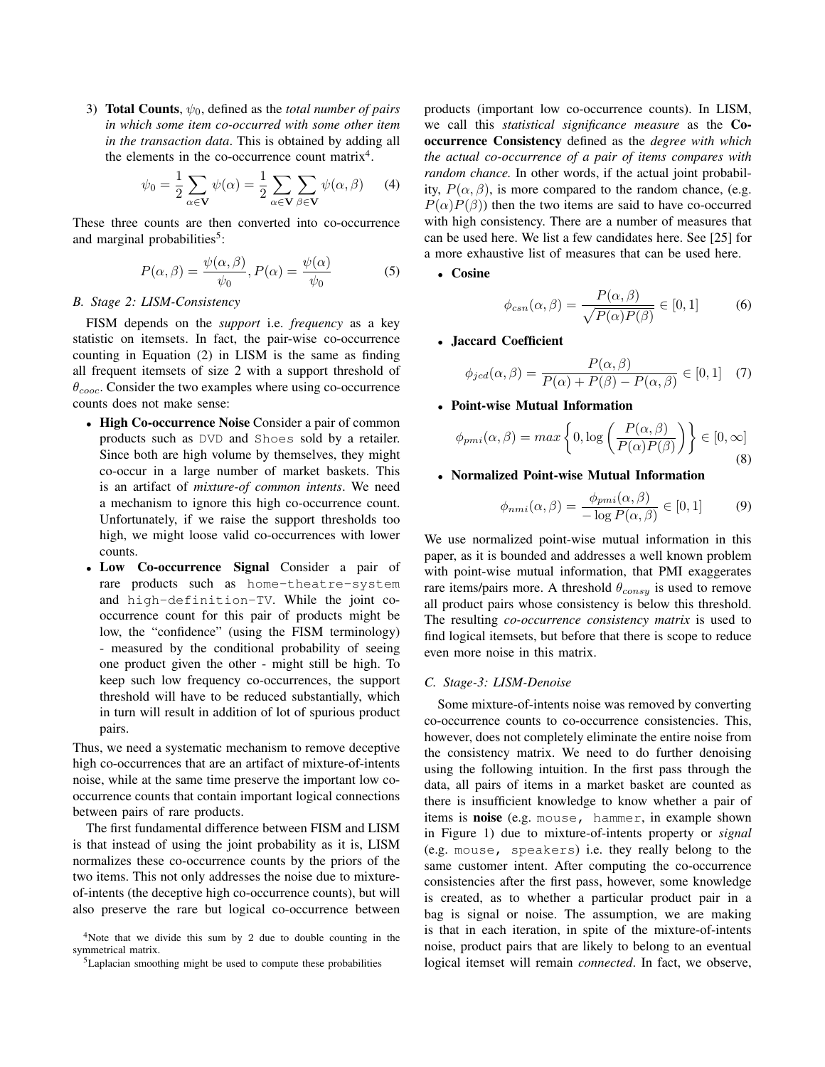3) **Total Counts**, $\psi_0$, defined as the *total number of pairs in which some item co-occurred with some other item in the transaction data*. This is obtained by adding all the elements in the co-occurrence count matrix[4].

$$\psi_0 = \frac{1}{2}\sum_{\alpha \in \mathbf{V}} \psi(\alpha) = \frac{1}{2}\sum_{\alpha \in \mathbf{V}}\sum_{\beta \in \mathbf{V}} \psi(\alpha, \beta) \quad (4)$$

These three counts are then converted into co-occurrence and marginal probabilities[5]:

$$P(\alpha, \beta) = \frac{\psi(\alpha, \beta)}{\psi_0}, P(\alpha) = \frac{\psi(\alpha)}{\psi_0} \quad (5)$$

### B. Stage 2: LISM-Consistency

FISM depends on the *support* i.e. *frequency* as a key statistic on itemsets. In fact, the pair-wise co-occurrence counting in Equation (2) in LISM is the same as finding all frequent itemsets of size 2 with a support threshold of $\theta_{cooc}$. Consider the two examples where using co-occurrence counts does not make sense:

- **High Co-occurrence Noise** Consider a pair of common products such as `DVD` and `Shoes` sold by a retailer. Since both are high volume by themselves, they might co-occur in a large number of market baskets. This is an artifact of *mixture-of common intents*. We need a mechanism to ignore this high co-occurrence count. Unfortunately, if we raise the support thresholds too high, we might loose valid co-occurrences with lower counts.
- **Low Co-occurrence Signal** Consider a pair of rare products such as `home-theatre-system` and `high-definition-TV`. While the joint co-occurrence count for this pair of products might be low, the "confidence" (using the FISM terminology) - measured by the conditional probability of seeing one product given the other - might still be high. To keep such low frequency co-occurrences, the support threshold will have to be reduced substantially, which in turn will result in addition of lot of spurious product pairs.

Thus, we need a systematic mechanism to remove deceptive high co-occurrences that are an artifact of mixture-of-intents noise, while at the same time preserve the important low co-occurrence counts that contain important logical connections between pairs of rare products.

The first fundamental difference between FISM and LISM is that instead of using the joint probability as it is, LISM normalizes these co-occurrence counts by the priors of the two items. This not only addresses the noise due to mixture-of-intents (the deceptive high co-occurrence counts), but will also preserve the rare but logical co-occurrence between products (important low co-occurrence counts). In LISM, we call this *statistical significance measure* as the **Co-occurrence Consistency** defined as the *degree with which the actual co-occurrence of a pair of items compares with random chance.* In other words, if the actual joint probability, $P(\alpha, \beta)$, is more compared to the random chance, (e.g. $P(\alpha)P(\beta)$) then the two items are said to have co-occurred with high consistency. There are a number of measures that can be used here. We list a few candidates here. See [25] for a more exhaustive list of measures that can be used here.

- **Cosine**

$$\phi_{csn}(\alpha, \beta) = \frac{P(\alpha, \beta)}{\sqrt{P(\alpha)P(\beta)}} \in [0, 1] \quad (6)$$

- **Jaccard Coefficient**

$$\phi_{jcd}(\alpha, \beta) = \frac{P(\alpha, \beta)}{P(\alpha) + P(\beta) - P(\alpha, \beta)} \in [0, 1] \quad (7)$$

- **Point-wise Mutual Information**

$$\phi_{pmi}(\alpha, \beta) = max\left\{0, \log\left(\frac{P(\alpha, \beta)}{P(\alpha)P(\beta)}\right)\right\} \in [0, \infty] \quad (8)$$

- **Normalized Point-wise Mutual Information**

$$\phi_{nmi}(\alpha, \beta) = \frac{\phi_{pmi}(\alpha, \beta)}{-\log P(\alpha, \beta)} \in [0, 1] \quad (9)$$

We use normalized point-wise mutual information in this paper, as it is bounded and addresses a well known problem with point-wise mutual information, that PMI exaggerates rare items/pairs more. A threshold $\theta_{consy}$ is used to remove all product pairs whose consistency is below this threshold. The resulting *co-occurrence consistency matrix* is used to find logical itemsets, but before that there is scope to reduce even more noise in this matrix.

### C. Stage-3: LISM-Denoise

Some mixture-of-intents noise was removed by converting co-occurrence counts to co-occurrence consistencies. This, however, does not completely eliminate the entire noise from the consistency matrix. We need to do further denoising using the following intuition. In the first pass through the data, all pairs of items in a market basket are counted as there is insufficient knowledge to know whether a pair of items is **noise** (e.g. `mouse, hammer`, in example shown in Figure 1) due to mixture-of-intents property or *signal* (e.g. `mouse, speakers`) i.e. they really belong to the same customer intent. After computing the co-occurrence consistencies after the first pass, however, some knowledge is created, as to whether a particular product pair in a bag is signal or noise. The assumption, we are making is that in each iteration, in spite of the mixture-of-intents noise, product pairs that are likely to belong to an eventual logical itemset will remain *connected*. In fact, we observe,

[4]Note that we divide this sum by 2 due to double counting in the symmetrical matrix.

[5]Laplacian smoothing might be used to compute these probabilities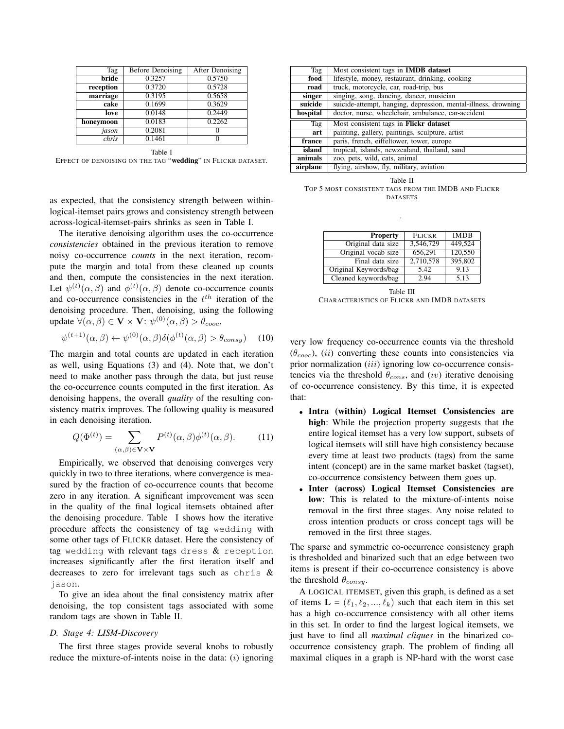| Tag | Before Denoising | After Denoising |
|---|---|---|
| **bride** | 0.3257 | 0.5750 |
| **reception** | 0.3720 | 0.5728 |
| **marriage** | 0.3195 | 0.5658 |
| **cake** | 0.1699 | 0.3629 |
| **love** | 0.0148 | 0.2449 |
| **honeymoon** | 0.0183 | 0.2262 |
| *jason* | 0.2081 | 0 |
| *chris* | 0.1461 | 0 |

Table I
EFFECT OF DENOISING ON THE TAG "**wedding**" IN FLICKR DATASET.

as expected, that the consistency strength between within-logical-itemset pairs grows and consistency strength between across-logical-itemset-pairs shrinks as seen in Table I.

The iterative denoising algorithm uses the co-occurrence *consistencies* obtained in the previous iteration to remove noisy co-occurrence *counts* in the next iteration, recompute the margin and total from these cleaned up counts and then, compute the consistencies in the next iteration. Let $\psi^{(t)}(\alpha, \beta)$ and $\phi^{(t)}(\alpha, \beta)$ denote co-occurrence counts and co-occurrence consistencies in the $t^{th}$ iteration of the denoising procedure. Then, denoising, using the following update $\forall(\alpha, \beta) \in \mathbf{V} \times \mathbf{V}$: $\psi^{(0)}(\alpha, \beta) > \theta_{cooc}$,

$$\psi^{(t+1)}(\alpha, \beta) \leftarrow \psi^{(0)}(\alpha, \beta)\delta(\phi^{(t)}(\alpha, \beta) > \theta_{consy}) \quad (10)$$

The margin and total counts are updated in each iteration as well, using Equations (3) and (4). Note that, we don't need to make another pass through the data, but just reuse the co-occurrence counts computed in the first iteration. As denoising happens, the overall *quality* of the resulting consistency matrix improves. The following quality is measured in each denoising iteration.

$$Q(\Phi^{(t)}) = \sum_{(\alpha,\beta)\in\mathbf{V}\times\mathbf{V}} P^{(t)}(\alpha, \beta)\phi^{(t)}(\alpha, \beta). \quad (11)$$

Empirically, we observed that denoising converges very quickly in two to three iterations, where convergence is measured by the fraction of co-occurrence counts that become zero in any iteration. A significant improvement was seen in the quality of the final logical itemsets obtained after the denoising procedure. Table I shows how the iterative procedure affects the consistency of tag `wedding` with some other tags of FLICKR dataset. Here the consistency of tag `wedding` with relevant tags `dress` & `reception` increases significantly after the first iteration itself and decreases to zero for irrelevant tags such as `chris` & `jason`.

To give an idea about the final consistency matrix after denoising, the top consistent tags associated with some random tags are shown in Table II.

### D. Stage 4: LISM-Discovery

The first three stages provide several knobs to robustly reduce the mixture-of-intents noise in the data: $(i)$ ignoring very low frequency co-occurrence counts via the threshold ($\theta_{cooc}$), $(ii)$ converting these counts into consistencies via prior normalization $(iii)$ ignoring low co-occurrence consistencies via the threshold $\theta_{cons}$, and $(iv)$ iterative denoising of co-occurrence consistency. By this time, it is expected that:

- **Intra (within) Logical Itemset Consistencies are high**: While the projection property suggests that the entire logical itemset has a very low support, subsets of logical itemsets will still have high consistency because every time at least two products (tags) from the same intent (concept) are in the same market basket (tagset), co-occurrence consistency between them goes up.
- **Inter (across) Logical Itemset Consistencies are low**: This is related to the mixture-of-intents noise removal in the first three stages. Any noise related to cross intention products or cross concept tags will be removed in the first three stages.

The sparse and symmetric co-occurrence consistency graph is thresholded and binarized such that an edge between two items is present if their co-occurrence consistency is above the threshold $\theta_{consy}$.

A LOGICAL ITEMSET, given this graph, is defined as a set of items $\mathbf{L} = (\ell_1, \ell_2, ..., \ell_k)$ such that each item in this set has a high co-occurrence consistency with all other items in this set. In order to find the largest logical itemsets, we just have to find all *maximal cliques* in the binarized co-occurrence consistency graph. The problem of finding all maximal cliques in a graph is NP-hard with the worst case

| Tag | Most consistent tags in **IMDB dataset** |
|---|---|
| **food** | lifestyle, money, restaurant, drinking, cooking |
| **road** | truck, motorcycle, car, road-trip, bus |
| **singer** | singing, song, dancing, dancer, musician |
| **suicide** | suicide-attempt, hanging, depression, mental-illness, drowning |
| **hospital** | doctor, nurse, wheelchair, ambulance, car-accident |
| Tag | Most consistent tags in **Flickr dataset** |
| **art** | painting, gallery, paintings, sculpture, artist |
| **france** | paris, french, eiffeltower, tower, europe |
| **island** | tropical, islands, newzealand, thailand, sand |
| **animals** | zoo, pets, wild, cats, animal |
| **airplane** | flying, airshow, fly, military, aviation |

Table II
TOP 5 MOST CONSISTENT TAGS FROM THE IMDB AND FLICKR DATASETS

| Property | FLICKR | IMDB |
|---|---|---|
| Original data size | 3,546,729 | 449,524 |
| Original vocab size | 656,291 | 120,550 |
| Final data size | 2,710,578 | 395,802 |
| Original Keywords/bag | 5.42 | 9.13 |
| Cleaned keywords/bag | 2.94 | 5.13 |

Table III
CHARACTERISTICS OF FLICKR AND IMDB DATASETS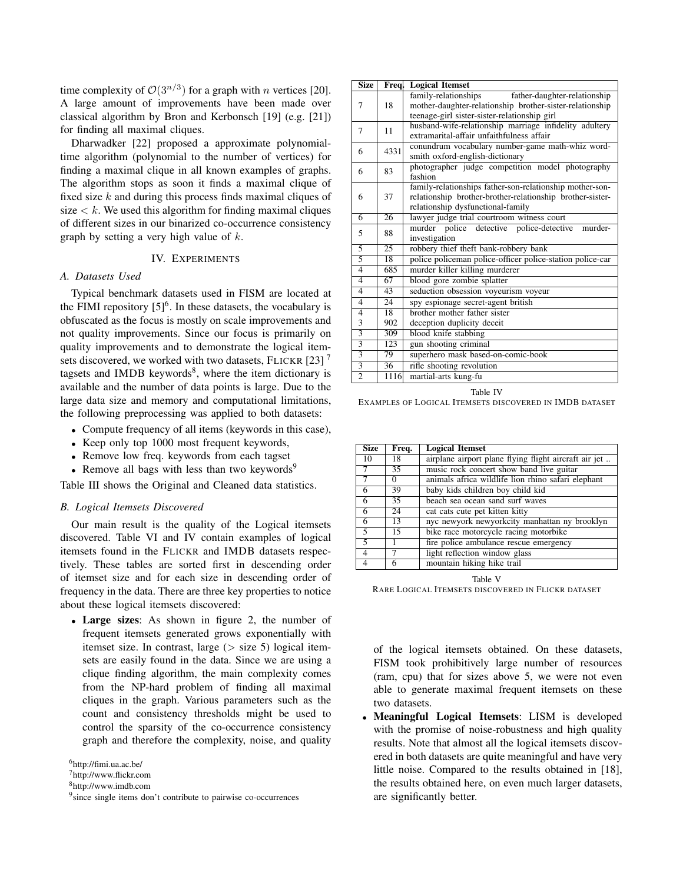time complexity of $\mathcal{O}(3^{n/3})$ for a graph with $n$ vertices [20]. A large amount of improvements have been made over classical algorithm by Bron and Kerbonsch [19] (e.g. [21]) for finding all maximal cliques.

Dharwadker [22] proposed a approximate polynomial-time algorithm (polynomial to the number of vertices) for finding a maximal clique in all known examples of graphs. The algorithm stops as soon it finds a maximal clique of fixed size $k$ and during this process finds maximal cliques of size $< k$. We used this algorithm for finding maximal cliques of different sizes in our binarized co-occurrence consistency graph by setting a very high value of $k$.

## IV. Experiments

### A. Datasets Used

Typical benchmark datasets used in FISM are located at the FIMI repository [5][6]. In these datasets, the vocabulary is obfuscated as the focus is mostly on scale improvements and not quality improvements. Since our focus is primarily on quality improvements and to demonstrate the logical itemsets discovered, we worked with two datasets, Flickr [23] [7] tagsets and IMDB keywords[8], where the item dictionary is available and the number of data points is large. Due to the large data size and memory and computational limitations, the following preprocessing was applied to both datasets:

- Compute frequency of all items (keywords in this case),
- Keep only top 1000 most frequent keywords,
- Remove low freq. keywords from each tagset
- Remove all bags with less than two keywords[9]

Table III shows the Original and Cleaned data statistics.

### B. Logical Itemsets Discovered

Our main result is the quality of the Logical itemsets discovered. Table VI and IV contain examples of logical itemsets found in the Flickr and IMDB datasets respectively. These tables are sorted first in descending order of itemset size and for each size in descending order of frequency in the data. There are three key properties to notice about these logical itemsets discovered:

- **Large sizes**: As shown in figure 2, the number of frequent itemsets generated grows exponentially with itemset size. In contrast, large ($>$ size 5) logical itemsets are easily found in the data. Since we are using a clique finding algorithm, the main complexity comes from the NP-hard problem of finding all maximal cliques in the graph. Various parameters such as the count and consistency thresholds might be used to control the sparsity of the co-occurrence consistency graph and therefore the complexity, noise, and quality of the logical itemsets obtained. On these datasets, FISM took prohibitively large number of resources (ram, cpu) that for sizes above 5, we were not even able to generate maximal frequent itemsets on these two datasets.
- **Meaningful Logical Itemsets**: LISM is developed with the promise of noise-robustness and high quality results. Note that almost all the logical itemsets discovered in both datasets are quite meaningful and have very little noise. Compared to the results obtained in [18], the results obtained here, on even much larger datasets, are significantly better.

| Size | Freq. | Logical Itemset |
|---|---|---|
| 7 | 18 | family-relationships father-daughter-relationship mother-daughter-relationship brother-sister-relationship teenage-girl sister-sister-relationship girl |
| 7 | 11 | husband-wife-relationship marriage infidelity adultery extramarital-affair unfaithfulness affair |
| 6 | 4331 | conundrum vocabulary number-game math-whiz word-smith oxford-english-dictionary |
| 6 | 83 | photographer judge competition model photography fashion |
| 6 | 37 | family-relationships father-son-relationship mother-son-relationship brother-brother-relationship brother-sister-relationship dysfunctional-family |
| 6 | 26 | lawyer judge trial courtroom witness court |
| 5 | 88 | murder police detective police-detective murder-investigation |
| 5 | 25 | robbery thief theft bank-robbery bank |
| 5 | 18 | police policeman police-officer police-station police-car |
| 4 | 685 | murder killer killing murderer |
| 4 | 67 | blood gore zombie splatter |
| 4 | 43 | seduction obsession voyeurism voyeur |
| 4 | 24 | spy espionage secret-agent british |
| 4 | 18 | brother mother father sister |
| 3 | 902 | deception duplicity deceit |
| 3 | 309 | blood knife stabbing |
| 3 | 123 | gun shooting criminal |
| 3 | 79 | superhero mask based-on-comic-book |
| 3 | 36 | rifle shooting revolution |
| 2 | 1116 | martial-arts kung-fu |

Table IV
Examples of Logical Itemsets discovered in IMDB dataset

| Size | Freq. | Logical Itemset |
|---|---|---|
| 10 | 18 | airplane airport plane flying flight aircraft air jet .. |
| 7 | 35 | music rock concert show band live guitar |
| 7 | 0 | animals africa wildlife lion rhino safari elephant |
| 6 | 39 | baby kids children boy child kid |
| 6 | 35 | beach sea ocean sand surf waves |
| 6 | 24 | cat cats cute pet kitten kitty |
| 6 | 13 | nyc newyork newyorkcity manhattan ny brooklyn |
| 5 | 15 | bike race motorcycle racing motorbike |
| 5 | 1 | fire police ambulance rescue emergency |
| 4 | 7 | light reflection window glass |
| 4 | 6 | mountain hiking hike trail |

Table V
Rare Logical Itemsets discovered in Flickr dataset

[6] http://fimi.ua.ac.be/

[7] http://www.flickr.com

[8] http://www.imdb.com

[9] since single items don't contribute to pairwise co-occurrences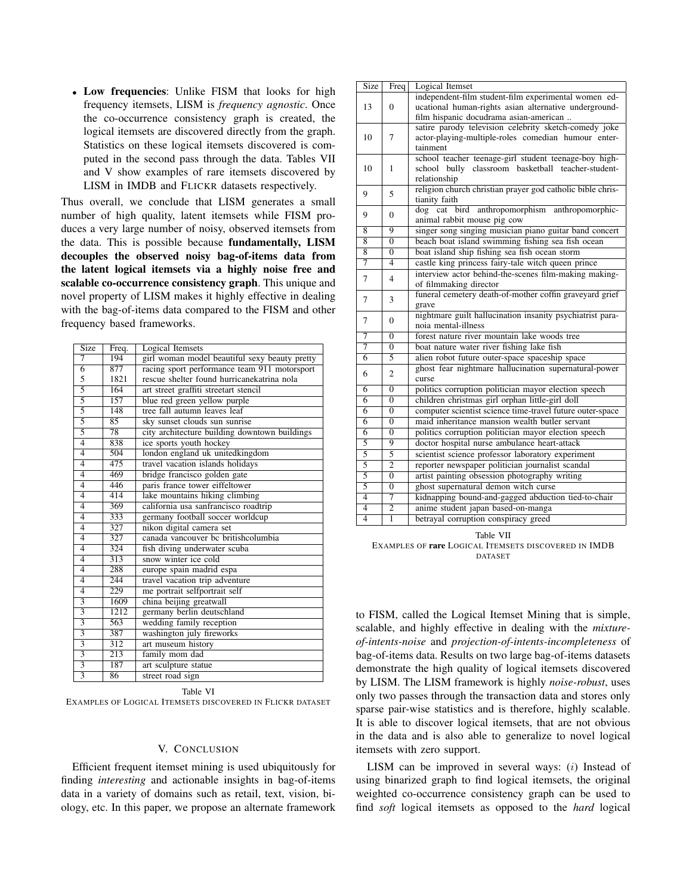- **Low frequencies**: Unlike FISM that looks for high frequency itemsets, LISM is *frequency agnostic*. Once the co-occurrence consistency graph is created, the logical itemsets are discovered directly from the graph. Statistics on these logical itemsets discovered is computed in the second pass through the data. Tables VII and V show examples of rare itemsets discovered by LISM in IMDB and FLICKR datasets respectively.

Thus overall, we conclude that LISM generates a small number of high quality, latent itemsets while FISM produces a very large number of noisy, observed itemsets from the data. This is possible because **fundamentally, LISM decouples the observed noisy bag-of-items data from the latent logical itemsets via a highly noise free and scalable co-occurrence consistency graph**. This unique and novel property of LISM makes it highly effective in dealing with the bag-of-items data compared to the FISM and other frequency based frameworks.

| Size | Freq. | Logical Itemsets |
|---|---|---|
| 7 | 194 | girl woman model beautiful sexy beauty pretty |
| 6 | 877 | racing sport performance team 911 motorsport |
| 5 | 1821 | rescue shelter found hurricanekatrina nola |
| 5 | 164 | art street graffiti streetart stencil |
| 5 | 157 | blue red green yellow purple |
| 5 | 148 | tree fall autumn leaves leaf |
| 5 | 85 | sky sunset clouds sun sunrise |
| 5 | 78 | city architecture building downtown buildings |
| 4 | 838 | ice sports youth hockey |
| 4 | 504 | london england uk unitedkingdom |
| 4 | 475 | travel vacation islands holidays |
| 4 | 469 | bridge francisco golden gate |
| 4 | 446 | paris france tower eiffeltower |
| 4 | 414 | lake mountains hiking climbing |
| 4 | 369 | california usa sanfrancisco roadtrip |
| 4 | 333 | germany football soccer worldcup |
| 4 | 327 | nikon digital camera set |
| 4 | 327 | canada vancouver bc britishcolumbia |
| 4 | 324 | fish diving underwater scuba |
| 4 | 313 | snow winter ice cold |
| 4 | 288 | europe spain madrid espa |
| 4 | 244 | travel vacation trip adventure |
| 4 | 229 | me portrait selfportrait self |
| 3 | 1609 | china beijing greatwall |
| 3 | 1212 | germany berlin deutschland |
| 3 | 563 | wedding family reception |
| 3 | 387 | washington july fireworks |
| 3 | 312 | art museum history |
| 3 | 213 | family mom dad |
| 3 | 187 | art sculpture statue |
| 3 | 86 | street road sign |

Table VI
EXAMPLES OF LOGICAL ITEMSETS DISCOVERED IN FLICKR DATASET

## V. CONCLUSION

Efficient frequent itemset mining is used ubiquitously for finding *interesting* and actionable insights in bag-of-items data in a variety of domains such as retail, text, vision, biology, etc. In this paper, we propose an alternate framework to FISM, called the Logical Itemset Mining that is simple, scalable, and highly effective in dealing with the *mixture-of-intents-noise* and *projection-of-intents-incompleteness* of bag-of-items data. Results on two large bag-of-items datasets demonstrate the high quality of logical itemsets discovered by LISM. The LISM framework is highly *noise-robust*, uses only two passes through the transaction data and stores only sparse pair-wise statistics and is therefore, highly scalable. It is able to discover logical itemsets, that are not obvious in the data and is also able to generalize to novel logical itemsets with zero support.

| Size | Freq | Logical Itemset |
|---|---|---|
| 13 | 0 | independent-film student-film experimental women educational human-rights asian alternative underground-film hispanic docudrama asian-american .. |
| 10 | 7 | satire parody television celebrity sketch-comedy joke actor-playing-multiple-roles comedian humour entertainment |
| 10 | 1 | school teacher teenage-girl student teenage-boy high-school bully classroom basketball teacher-student-relationship |
| 9 | 5 | religion church christian prayer god catholic bible christianity faith |
| 9 | 0 | dog cat bird anthropomorphism anthropomorphic-animal rabbit mouse pig cow |
| 8 | 9 | singer song singing musician piano guitar band concert |
| 8 | 0 | beach boat island swimming fishing sea fish ocean |
| 8 | 0 | boat island ship fishing sea ocean storm |
| 7 | 4 | castle king princess fairy-tale witch queen prince |
| 7 | 4 | interview actor behind-the-scenes film-making making-of filmmaking director |
| 7 | 3 | funeral cemetery death-of-mother coffin graveyard grief grave |
| 7 | 0 | nightmare guilt hallucination insanity psychiatrist paranoia mental-illness |
| 7 | 0 | forest nature river mountain lake woods tree |
| 7 | 0 | boat nature water river fishing lake fish |
| 6 | 5 | alien robot future outer-space spaceship space |
| 6 | 2 | ghost fear nightmare hallucination supernatural-power curse |
| 6 | 0 | politics corruption politician mayor election speech |
| 6 | 0 | children christmas girl orphan little-girl doll |
| 6 | 0 | computer scientist science time-travel future outer-space |
| 6 | 0 | maid inheritance mansion wealth butler servant |
| 6 | 0 | politics corruption politician mayor election speech |
| 5 | 9 | doctor hospital nurse ambulance heart-attack |
| 5 | 5 | scientist science professor laboratory experiment |
| 5 | 2 | reporter newspaper politician journalist scandal |
| 5 | 0 | artist painting obsession photography writing |
| 5 | 0 | ghost supernatural demon witch curse |
| 4 | 7 | kidnapping bound-and-gagged abduction tied-to-chair |
| 4 | 2 | anime student japan based-on-manga |
| 4 | 1 | betrayal corruption conspiracy greed |

Table VII
EXAMPLES OF **rare** LOGICAL ITEMSETS DISCOVERED IN IMDB DATASET

LISM can be improved in several ways: $(i)$ Instead of using binarized graph to find logical itemsets, the original weighted co-occurrence consistency graph can be used to find *soft* logical itemsets as opposed to the *hard* logical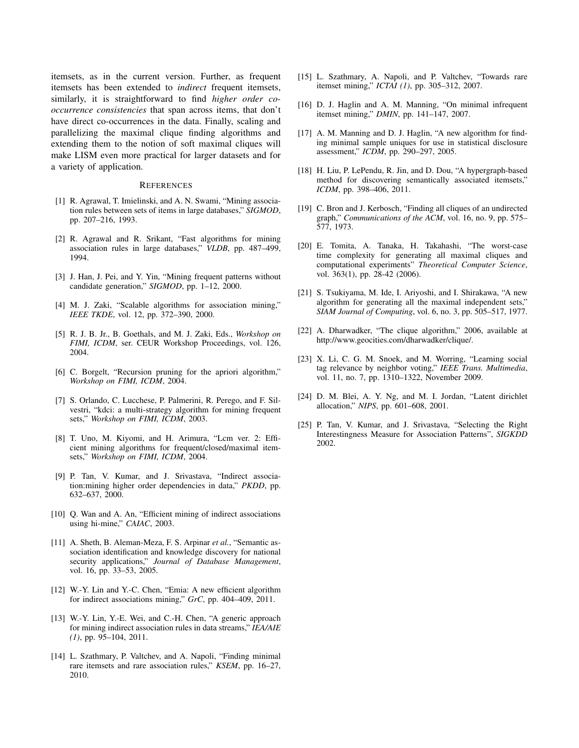itemsets, as in the current version. Further, as frequent itemsets has been extended to *indirect* frequent itemsets, similarly, it is straightforward to find *higher order co-occurrence consistencies* that span across items, that don't have direct co-occurrences in the data. Finally, scaling and parallelizing the maximal clique finding algorithms and extending them to the notion of soft maximal cliques will make LISM even more practical for larger datasets and for a variety of application.

## References

[1] R. Agrawal, T. Imielinski, and A. N. Swami, "Mining association rules between sets of items in large databases," *SIGMOD*, pp. 207–216, 1993.

[2] R. Agrawal and R. Srikant, "Fast algorithms for mining association rules in large databases," *VLDB*, pp. 487–499, 1994.

[3] J. Han, J. Pei, and Y. Yin, "Mining frequent patterns without candidate generation," *SIGMOD*, pp. 1–12, 2000.

[4] M. J. Zaki, "Scalable algorithms for association mining," *IEEE TKDE*, vol. 12, pp. 372–390, 2000.

[5] R. J. B. Jr., B. Goethals, and M. J. Zaki, Eds., *Workshop on FIMI, ICDM*, ser. CEUR Workshop Proceedings, vol. 126, 2004.

[6] C. Borgelt, "Recursion pruning for the apriori algorithm," *Workshop on FIMI, ICDM*, 2004.

[7] S. Orlando, C. Lucchese, P. Palmerini, R. Perego, and F. Silvestri, "kdci: a multi-strategy algorithm for mining frequent sets," *Workshop on FIMI, ICDM*, 2003.

[8] T. Uno, M. Kiyomi, and H. Arimura, "Lcm ver. 2: Efficient mining algorithms for frequent/closed/maximal itemsets," *Workshop on FIMI, ICDM*, 2004.

[9] P. Tan, V. Kumar, and J. Srivastava, "Indirect association:mining higher order dependencies in data," *PKDD*, pp. 632–637, 2000.

[10] Q. Wan and A. An, "Efficient mining of indirect associations using hi-mine," *CAIAC*, 2003.

[11] A. Sheth, B. Aleman-Meza, F. S. Arpinar *et al.*, "Semantic association identification and knowledge discovery for national security applications," *Journal of Database Management*, vol. 16, pp. 33–53, 2005.

[12] W.-Y. Lin and Y.-C. Chen, "Emia: A new efficient algorithm for indirect associations mining," *GrC*, pp. 404–409, 2011.

[13] W.-Y. Lin, Y.-E. Wei, and C.-H. Chen, "A generic approach for mining indirect association rules in data streams," *IEA/AIE (1)*, pp. 95–104, 2011.

[14] L. Szathmary, P. Valtchev, and A. Napoli, "Finding minimal rare itemsets and rare association rules," *KSEM*, pp. 16–27, 2010.

[15] L. Szathmary, A. Napoli, and P. Valtchev, "Towards rare itemset mining," *ICTAI (1)*, pp. 305–312, 2007.

[16] D. J. Haglin and A. M. Manning, "On minimal infrequent itemset mining," *DMIN*, pp. 141–147, 2007.

[17] A. M. Manning and D. J. Haglin, "A new algorithm for finding minimal sample uniques for use in statistical disclosure assessment," *ICDM*, pp. 290–297, 2005.

[18] H. Liu, P. LePendu, R. Jin, and D. Dou, "A hypergraph-based method for discovering semantically associated itemsets," *ICDM*, pp. 398–406, 2011.

[19] C. Bron and J. Kerbosch, "Finding all cliques of an undirected graph," *Communications of the ACM*, vol. 16, no. 9, pp. 575–577, 1973.

[20] E. Tomita, A. Tanaka, H. Takahashi, "The worst-case time complexity for generating all maximal cliques and computational experiments" *Theoretical Computer Science*, vol. 363(1), pp. 28-42 (2006).

[21] S. Tsukiyama, M. Ide, I. Ariyoshi, and I. Shirakawa, "A new algorithm for generating all the maximal independent sets," *SIAM Journal of Computing*, vol. 6, no. 3, pp. 505–517, 1977.

[22] A. Dharwadker, "The clique algorithm," 2006, available at http://www.geocities.com/dharwadker/clique/.

[23] X. Li, C. G. M. Snoek, and M. Worring, "Learning social tag relevance by neighbor voting," *IEEE Trans. Multimedia*, vol. 11, no. 7, pp. 1310–1322, November 2009.

[24] D. M. Blei, A. Y. Ng, and M. I. Jordan, "Latent dirichlet allocation," *NIPS*, pp. 601–608, 2001.

[25] P. Tan, V. Kumar, and J. Srivastava, "Selecting the Right Interestingness Measure for Association Patterns", *SIGKDD* 2002.